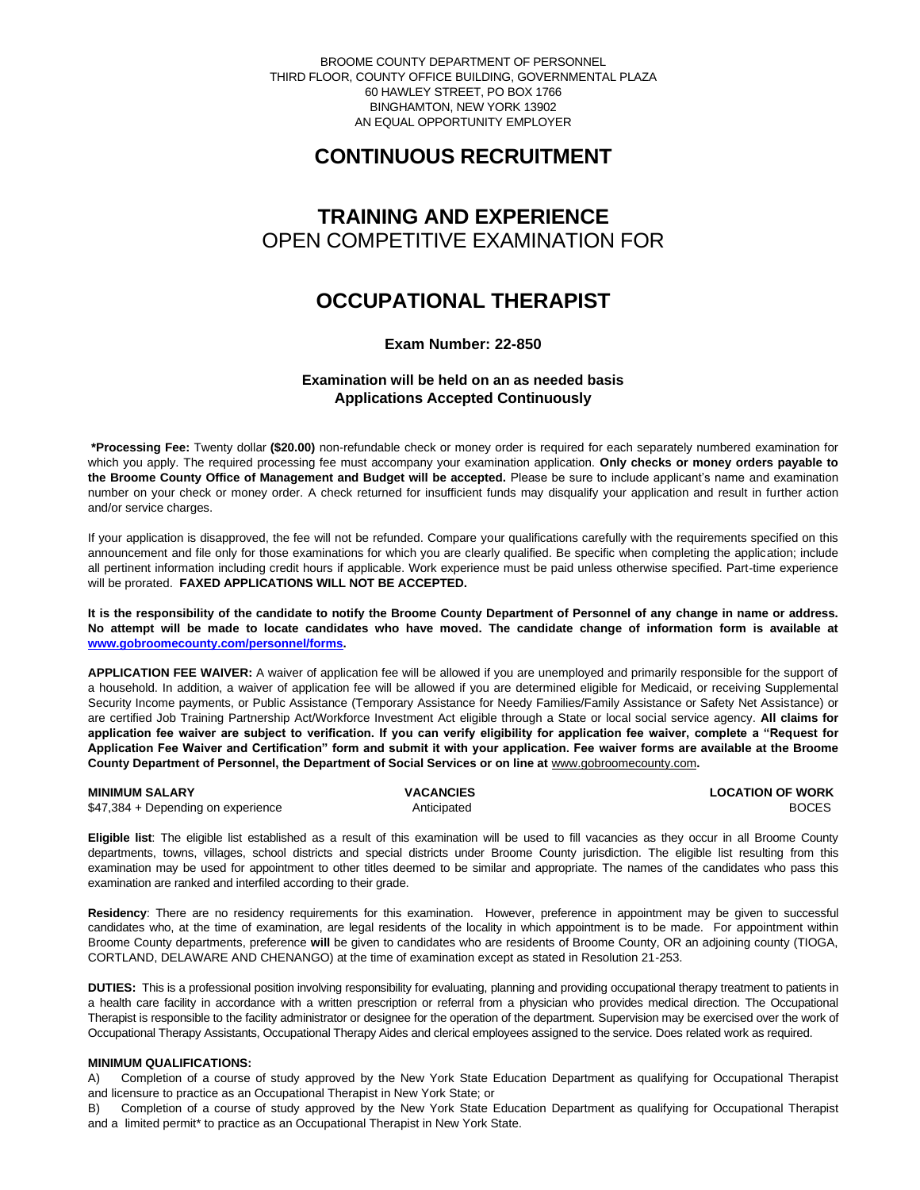BROOME COUNTY DEPARTMENT OF PERSONNEL
THIRD FLOOR, COUNTY OFFICE BUILDING, GOVERNMENTAL PLAZA
60 HAWLEY STREET, PO BOX 1766
BINGHAMTON, NEW YORK 13902
AN EQUAL OPPORTUNITY EMPLOYER

# CONTINUOUS RECRUITMENT

# TRAINING AND EXPERIENCE
## OPEN COMPETITIVE EXAMINATION FOR

# OCCUPATIONAL THERAPIST

**Exam Number: 22-850**

**Examination will be held on an as needed basis**
**Applications Accepted Continuously**

**\*Processing Fee:** Twenty dollar **($20.00)** non-refundable check or money order is required for each separately numbered examination for which you apply. The required processing fee must accompany your examination application. **Only checks or money orders payable to the Broome County Office of Management and Budget will be accepted.** Please be sure to include applicant's name and examination number on your check or money order. A check returned for insufficient funds may disqualify your application and result in further action and/or service charges.

If your application is disapproved, the fee will not be refunded. Compare your qualifications carefully with the requirements specified on this announcement and file only for those examinations for which you are clearly qualified. Be specific when completing the application; include all pertinent information including credit hours if applicable. Work experience must be paid unless otherwise specified. Part-time experience will be prorated. **FAXED APPLICATIONS WILL NOT BE ACCEPTED.**

**It is the responsibility of the candidate to notify the Broome County Department of Personnel of any change in name or address. No attempt will be made to locate candidates who have moved. The candidate change of information form is available at [www.gobroomecounty.com/personnel/forms](www.gobroomecounty.com/personnel/forms).**

**APPLICATION FEE WAIVER:** A waiver of application fee will be allowed if you are unemployed and primarily responsible for the support of a household. In addition, a waiver of application fee will be allowed if you are determined eligible for Medicaid, or receiving Supplemental Security Income payments, or Public Assistance (Temporary Assistance for Needy Families/Family Assistance or Safety Net Assistance) or are certified Job Training Partnership Act/Workforce Investment Act eligible through a State or local social service agency. **All claims for application fee waiver are subject to verification. If you can verify eligibility for application fee waiver, complete a "Request for Application Fee Waiver and Certification" form and submit it with your application. Fee waiver forms are available at the Broome County Department of Personnel, the Department of Social Services or on line at** www.gobroomecounty.com**.**

| MINIMUM SALARY | VACANCIES | LOCATION OF WORK |
|---|---|---|
| $47,384 + Depending on experience | Anticipated | BOCES |

**Eligible list**: The eligible list established as a result of this examination will be used to fill vacancies as they occur in all Broome County departments, towns, villages, school districts and special districts under Broome County jurisdiction. The eligible list resulting from this examination may be used for appointment to other titles deemed to be similar and appropriate. The names of the candidates who pass this examination are ranked and interfiled according to their grade.

**Residency**: There are no residency requirements for this examination. However, preference in appointment may be given to successful candidates who, at the time of examination, are legal residents of the locality in which appointment is to be made. For appointment within Broome County departments, preference **will** be given to candidates who are residents of Broome County, OR an adjoining county (TIOGA, CORTLAND, DELAWARE AND CHENANGO) at the time of examination except as stated in Resolution 21-253.

**DUTIES:** This is a professional position involving responsibility for evaluating, planning and providing occupational therapy treatment to patients in a health care facility in accordance with a written prescription or referral from a physician who provides medical direction. The Occupational Therapist is responsible to the facility administrator or designee for the operation of the department. Supervision may be exercised over the work of Occupational Therapy Assistants, Occupational Therapy Aides and clerical employees assigned to the service. Does related work as required.

**MINIMUM QUALIFICATIONS:**

A) Completion of a course of study approved by the New York State Education Department as qualifying for Occupational Therapist and licensure to practice as an Occupational Therapist in New York State; or

B) Completion of a course of study approved by the New York State Education Department as qualifying for Occupational Therapist and a limited permit\* to practice as an Occupational Therapist in New York State.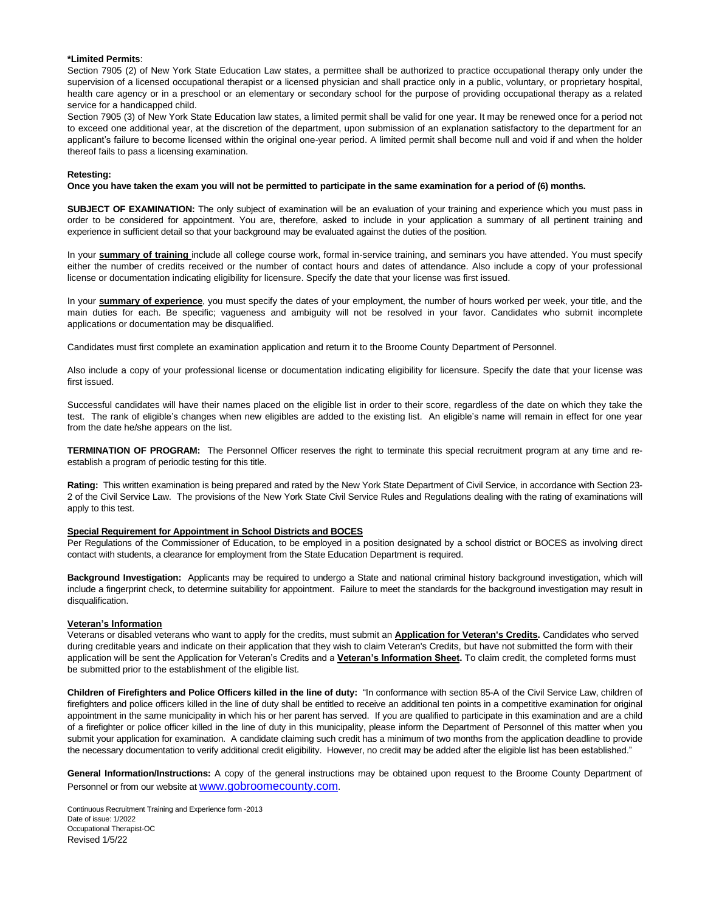**\*Limited Permits**:

Section 7905 (2) of New York State Education Law states, a permittee shall be authorized to practice occupational therapy only under the supervision of a licensed occupational therapist or a licensed physician and shall practice only in a public, voluntary, or proprietary hospital, health care agency or in a preschool or an elementary or secondary school for the purpose of providing occupational therapy as a related service for a handicapped child.

Section 7905 (3) of New York State Education law states, a limited permit shall be valid for one year. It may be renewed once for a period not to exceed one additional year, at the discretion of the department, upon submission of an explanation satisfactory to the department for an applicant's failure to become licensed within the original one-year period. A limited permit shall become null and void if and when the holder thereof fails to pass a licensing examination.

**Retesting:**

**Once you have taken the exam you will not be permitted to participate in the same examination for a period of (6) months.**

**SUBJECT OF EXAMINATION:** The only subject of examination will be an evaluation of your training and experience which you must pass in order to be considered for appointment. You are, therefore, asked to include in your application a summary of all pertinent training and experience in sufficient detail so that your background may be evaluated against the duties of the position.

In your **summary of training** include all college course work, formal in-service training, and seminars you have attended. You must specify either the number of credits received or the number of contact hours and dates of attendance. Also include a copy of your professional license or documentation indicating eligibility for licensure. Specify the date that your license was first issued.

In your **summary of experience**, you must specify the dates of your employment, the number of hours worked per week, your title, and the main duties for each. Be specific; vagueness and ambiguity will not be resolved in your favor. Candidates who submit incomplete applications or documentation may be disqualified.

Candidates must first complete an examination application and return it to the Broome County Department of Personnel.

Also include a copy of your professional license or documentation indicating eligibility for licensure. Specify the date that your license was first issued.

Successful candidates will have their names placed on the eligible list in order to their score, regardless of the date on which they take the test. The rank of eligible's changes when new eligibles are added to the existing list. An eligible's name will remain in effect for one year from the date he/she appears on the list.

**TERMINATION OF PROGRAM:** The Personnel Officer reserves the right to terminate this special recruitment program at any time and re-establish a program of periodic testing for this title.

**Rating:** This written examination is being prepared and rated by the New York State Department of Civil Service, in accordance with Section 23-2 of the Civil Service Law. The provisions of the New York State Civil Service Rules and Regulations dealing with the rating of examinations will apply to this test.

**Special Requirement for Appointment in School Districts and BOCES**

Per Regulations of the Commissioner of Education, to be employed in a position designated by a school district or BOCES as involving direct contact with students, a clearance for employment from the State Education Department is required.

**Background Investigation:** Applicants may be required to undergo a State and national criminal history background investigation, which will include a fingerprint check, to determine suitability for appointment. Failure to meet the standards for the background investigation may result in disqualification.

**Veteran's Information**

Veterans or disabled veterans who want to apply for the credits, must submit an **Application for Veteran's Credits.** Candidates who served during creditable years and indicate on their application that they wish to claim Veteran's Credits, but have not submitted the form with their application will be sent the Application for Veteran's Credits and a **Veteran's Information Sheet.** To claim credit, the completed forms must be submitted prior to the establishment of the eligible list.

**Children of Firefighters and Police Officers killed in the line of duty:** "In conformance with section 85-A of the Civil Service Law, children of firefighters and police officers killed in the line of duty shall be entitled to receive an additional ten points in a competitive examination for original appointment in the same municipality in which his or her parent has served. If you are qualified to participate in this examination and are a child of a firefighter or police officer killed in the line of duty in this municipality, please inform the Department of Personnel of this matter when you submit your application for examination. A candidate claiming such credit has a minimum of two months from the application deadline to provide the necessary documentation to verify additional credit eligibility. However, no credit may be added after the eligible list has been established."

**General Information/Instructions:** A copy of the general instructions may be obtained upon request to the Broome County Department of Personnel or from our website at www.gobroomecounty.com.

Continuous Recruitment Training and Experience form -2013
Date of issue: 1/2022
Occupational Therapist-OC
Revised 1/5/22